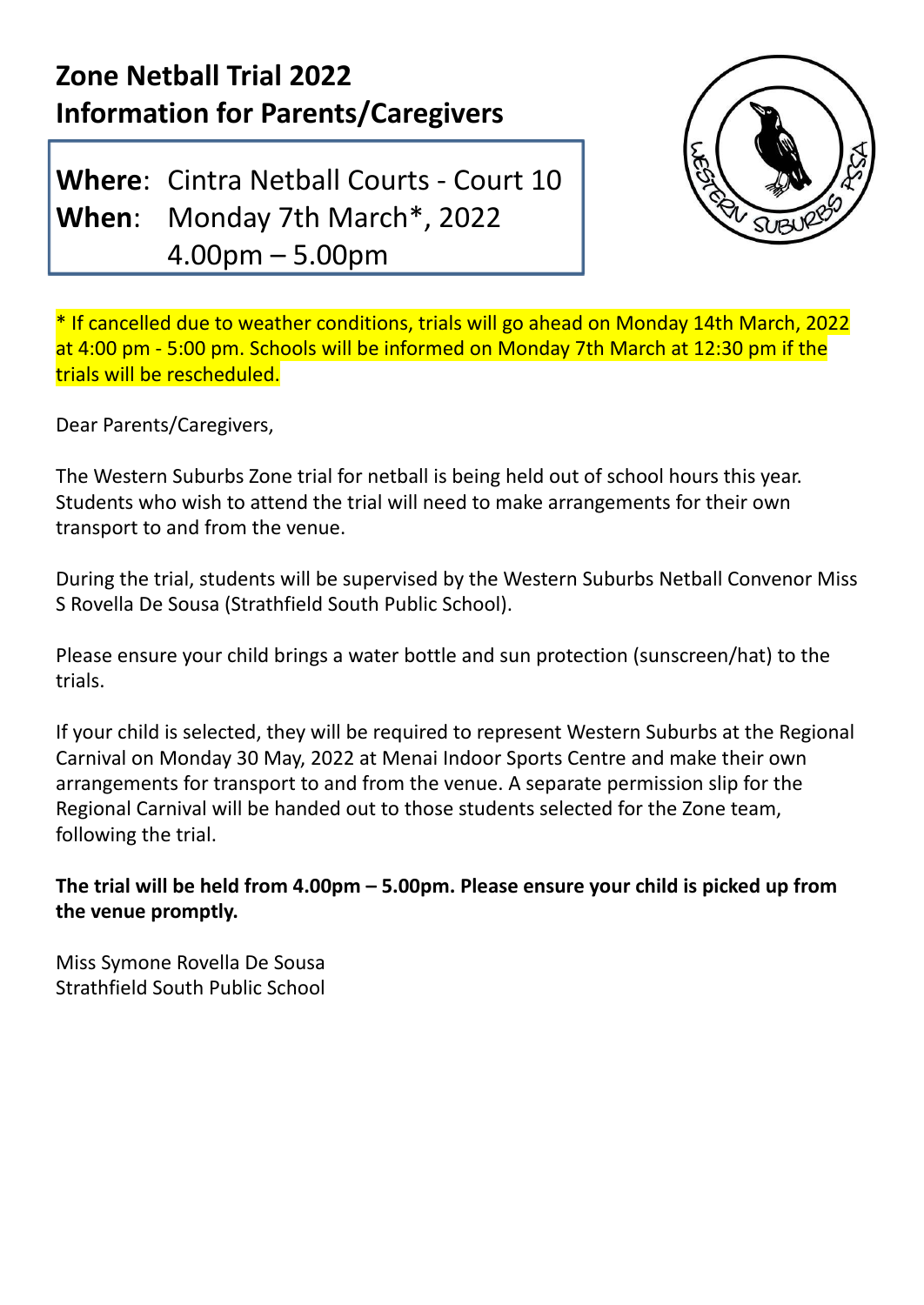# Zone Netball Trial 2022
## Information for Parents/Caregivers

**Where**: Cintra Netball Courts - Court 10
**When**: Monday 7th March*, 2022
4.00pm – 5.00pm

* If cancelled due to weather conditions, trials will go ahead on Monday 14th March, 2022 at 4:00 pm - 5:00 pm. Schools will be informed on Monday 7th March at 12:30 pm if the trials will be rescheduled.

Dear Parents/Caregivers,

The Western Suburbs Zone trial for netball is being held out of school hours this year. Students who wish to attend the trial will need to make arrangements for their own transport to and from the venue.

During the trial, students will be supervised by the Western Suburbs Netball Convenor Miss S Rovella De Sousa (Strathfield South Public School).

Please ensure your child brings a water bottle and sun protection (sunscreen/hat) to the trials.

If your child is selected, they will be required to represent Western Suburbs at the Regional Carnival on Monday 30 May, 2022 at Menai Indoor Sports Centre and make their own arrangements for transport to and from the venue. A separate permission slip for the Regional Carnival will be handed out to those students selected for the Zone team, following the trial.

**The trial will be held from 4.00pm – 5.00pm. Please ensure your child is picked up from the venue promptly.**

Miss Symone Rovella De Sousa
Strathfield South Public School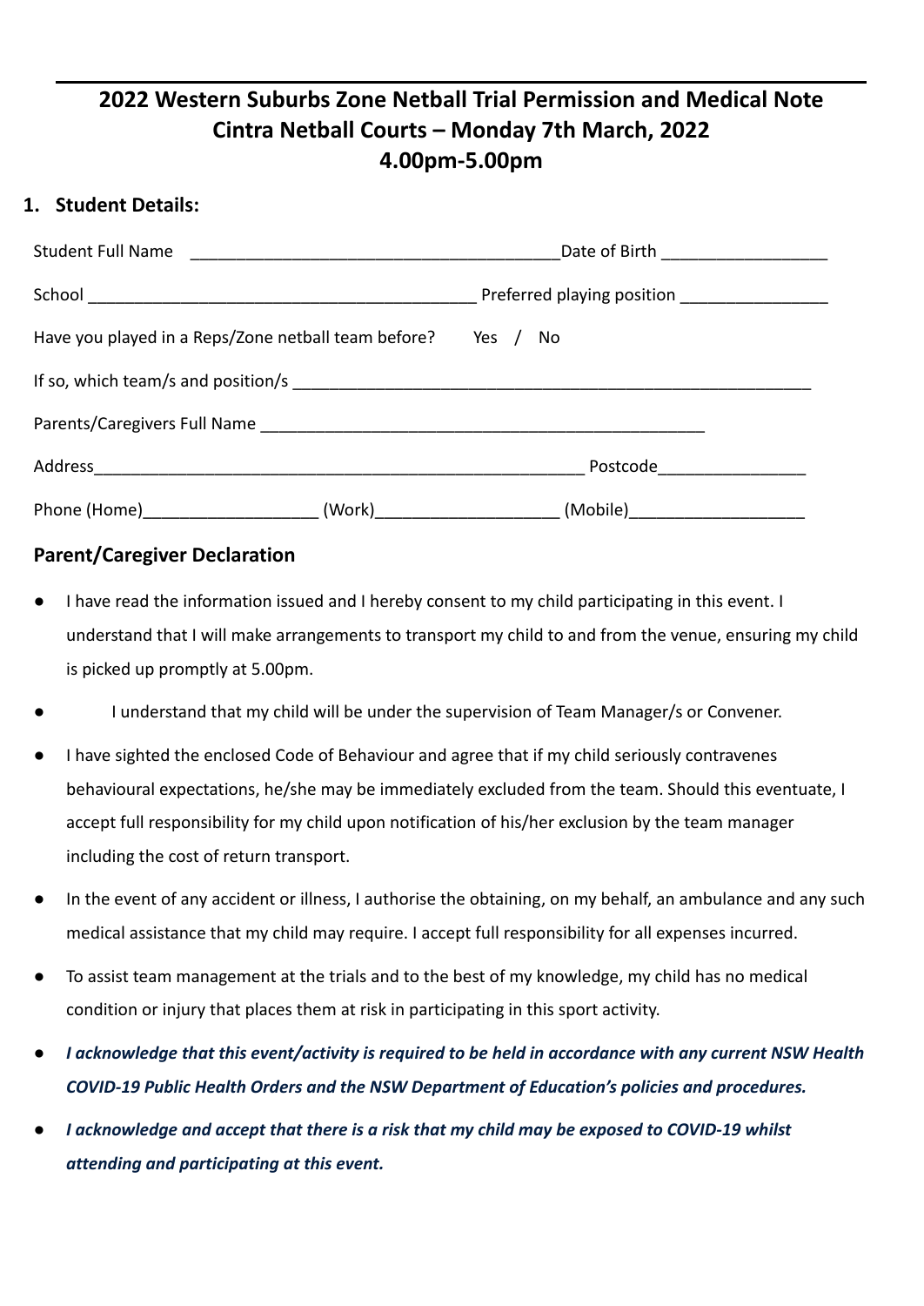# 2022 Western Suburbs Zone Netball Trial Permission and Medical Note
# Cintra Netball Courts – Monday 7th March, 2022
# 4.00pm-5.00pm

## 1. Student Details:

Student Full Name ________________________________________ Date of Birth __________________

School __________________________________________ Preferred playing position ________________

Have you played in a Reps/Zone netball team before?  Yes / No

If so, which team/s and position/s ____________________________________________________________

Parents/Caregivers Full Name ________________________________________________

Address_____________________________________________________ Postcode________________

Phone (Home)___________________ (Work)___________________ (Mobile)___________________

### Parent/Caregiver Declaration

- I have read the information issued and I hereby consent to my child participating in this event. I understand that I will make arrangements to transport my child to and from the venue, ensuring my child is picked up promptly at 5.00pm.
- I understand that my child will be under the supervision of Team Manager/s or Convener.
- I have sighted the enclosed Code of Behaviour and agree that if my child seriously contravenes behavioural expectations, he/she may be immediately excluded from the team. Should this eventuate, I accept full responsibility for my child upon notification of his/her exclusion by the team manager including the cost of return transport.
- In the event of any accident or illness, I authorise the obtaining, on my behalf, an ambulance and any such medical assistance that my child may require. I accept full responsibility for all expenses incurred.
- To assist team management at the trials and to the best of my knowledge, my child has no medical condition or injury that places them at risk in participating in this sport activity.
- ***I acknowledge that this event/activity is required to be held in accordance with any current NSW Health COVID-19 Public Health Orders and the NSW Department of Education's policies and procedures.***
- ***I acknowledge and accept that there is a risk that my child may be exposed to COVID-19 whilst attending and participating at this event.***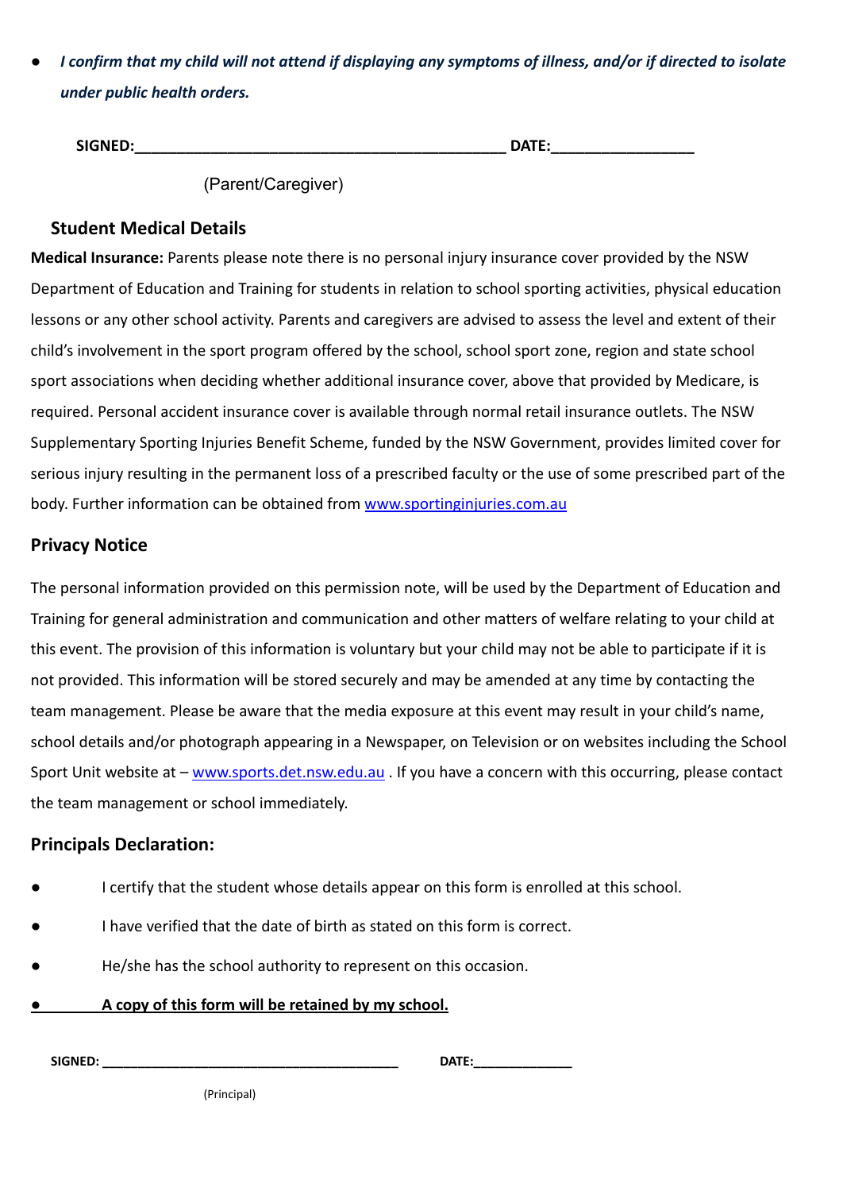- ***I confirm that my child will not attend if displaying any symptoms of illness, and/or if directed to isolate under public health orders.***

**SIGNED:**_____________________________________________ **DATE:**_________________

(Parent/Caregiver)

## Student Medical Details

**Medical Insurance:** Parents please note there is no personal injury insurance cover provided by the NSW Department of Education and Training for students in relation to school sporting activities, physical education lessons or any other school activity. Parents and caregivers are advised to assess the level and extent of their child's involvement in the sport program offered by the school, school sport zone, region and state school sport associations when deciding whether additional insurance cover, above that provided by Medicare, is required. Personal accident insurance cover is available through normal retail insurance outlets. The NSW Supplementary Sporting Injuries Benefit Scheme, funded by the NSW Government, provides limited cover for serious injury resulting in the permanent loss of a prescribed faculty or the use of some prescribed part of the body. Further information can be obtained from www.sportinginjuries.com.au

## Privacy Notice

The personal information provided on this permission note, will be used by the Department of Education and Training for general administration and communication and other matters of welfare relating to your child at this event. The provision of this information is voluntary but your child may not be able to participate if it is not provided. This information will be stored securely and may be amended at any time by contacting the team management. Please be aware that the media exposure at this event may result in your child's name, school details and/or photograph appearing in a Newspaper, on Television or on websites including the School Sport Unit website at – www.sports.det.nsw.edu.au . If you have a concern with this occurring, please contact the team management or school immediately.

## Principals Declaration:

- I certify that the student whose details appear on this form is enrolled at this school.
- I have verified that the date of birth as stated on this form is correct.
- He/she has the school authority to represent on this occasion.
- **A copy of this form will be retained by my school.**

**SIGNED:** _______________________________________ **DATE:**_____________

(Principal)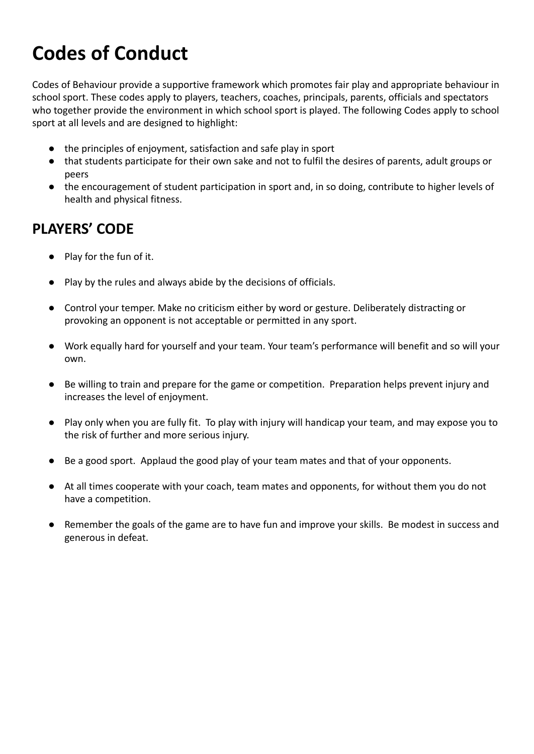# Codes of Conduct

Codes of Behaviour provide a supportive framework which promotes fair play and appropriate behaviour in school sport. These codes apply to players, teachers, coaches, principals, parents, officials and spectators who together provide the environment in which school sport is played. The following Codes apply to school sport at all levels and are designed to highlight:

- the principles of enjoyment, satisfaction and safe play in sport
- that students participate for their own sake and not to fulfil the desires of parents, adult groups or peers
- the encouragement of student participation in sport and, in so doing, contribute to higher levels of health and physical fitness.

## PLAYERS' CODE

- Play for the fun of it.
- Play by the rules and always abide by the decisions of officials.
- Control your temper. Make no criticism either by word or gesture. Deliberately distracting or provoking an opponent is not acceptable or permitted in any sport.
- Work equally hard for yourself and your team. Your team's performance will benefit and so will your own.
- Be willing to train and prepare for the game or competition. Preparation helps prevent injury and increases the level of enjoyment.
- Play only when you are fully fit. To play with injury will handicap your team, and may expose you to the risk of further and more serious injury.
- Be a good sport. Applaud the good play of your team mates and that of your opponents.
- At all times cooperate with your coach, team mates and opponents, for without them you do not have a competition.
- Remember the goals of the game are to have fun and improve your skills. Be modest in success and generous in defeat.